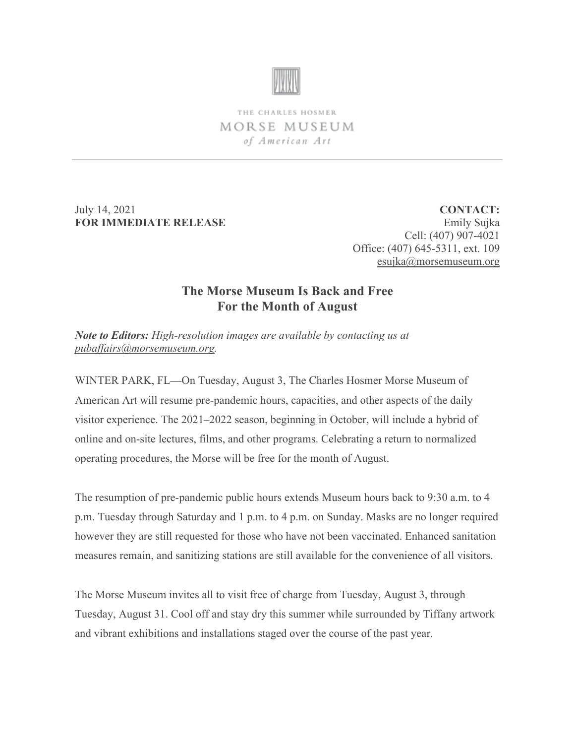THE CHARLES HOSMER
MORSE MUSEUM
*of American Art*

---

July 14, 2021
**FOR IMMEDIATE RELEASE**

**CONTACT:**
Emily Sujka
Cell: (407) 907-4021
Office: (407) 645-5311, ext. 109
esujka@morsemuseum.org

# The Morse Museum Is Back and Free For the Month of August

***Note to Editors:*** *High-resolution images are available by contacting us at pubaffairs@morsemuseum.org.*

WINTER PARK, FL—On Tuesday, August 3, The Charles Hosmer Morse Museum of American Art will resume pre-pandemic hours, capacities, and other aspects of the daily visitor experience. The 2021–2022 season, beginning in October, will include a hybrid of online and on-site lectures, films, and other programs. Celebrating a return to normalized operating procedures, the Morse will be free for the month of August.

The resumption of pre-pandemic public hours extends Museum hours back to 9:30 a.m. to 4 p.m. Tuesday through Saturday and 1 p.m. to 4 p.m. on Sunday. Masks are no longer required however they are still requested for those who have not been vaccinated. Enhanced sanitation measures remain, and sanitizing stations are still available for the convenience of all visitors.

The Morse Museum invites all to visit free of charge from Tuesday, August 3, through Tuesday, August 31. Cool off and stay dry this summer while surrounded by Tiffany artwork and vibrant exhibitions and installations staged over the course of the past year.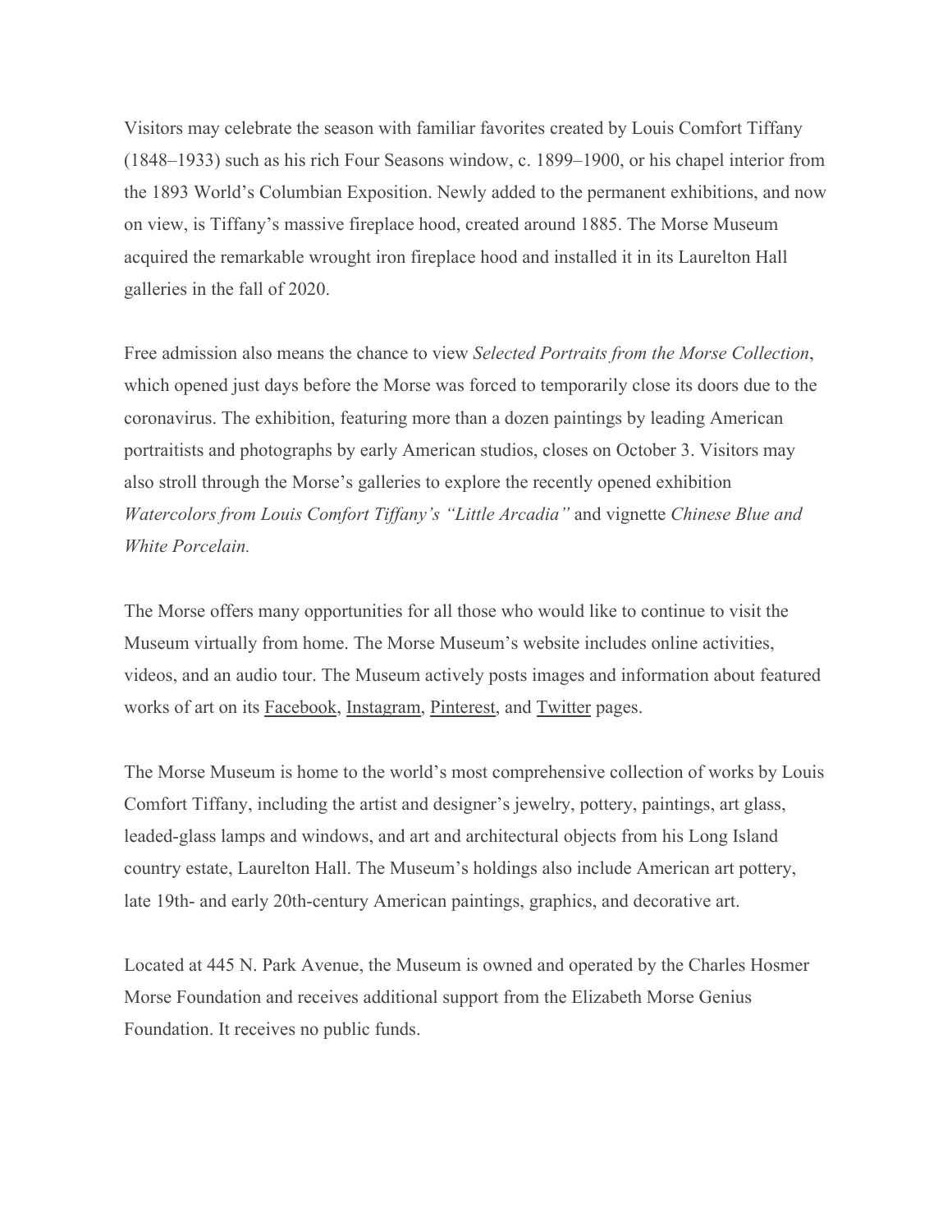Visitors may celebrate the season with familiar favorites created by Louis Comfort Tiffany (1848–1933) such as his rich Four Seasons window, c. 1899–1900, or his chapel interior from the 1893 World's Columbian Exposition. Newly added to the permanent exhibitions, and now on view, is Tiffany's massive fireplace hood, created around 1885. The Morse Museum acquired the remarkable wrought iron fireplace hood and installed it in its Laurelton Hall galleries in the fall of 2020.

Free admission also means the chance to view *Selected Portraits from the Morse Collection*, which opened just days before the Morse was forced to temporarily close its doors due to the coronavirus. The exhibition, featuring more than a dozen paintings by leading American portraitists and photographs by early American studios, closes on October 3. Visitors may also stroll through the Morse's galleries to explore the recently opened exhibition *Watercolors from Louis Comfort Tiffany's "Little Arcadia"* and vignette *Chinese Blue and White Porcelain.*

The Morse offers many opportunities for all those who would like to continue to visit the Museum virtually from home. The Morse Museum's website includes online activities, videos, and an audio tour. The Museum actively posts images and information about featured works of art on its Facebook, Instagram, Pinterest, and Twitter pages.

The Morse Museum is home to the world's most comprehensive collection of works by Louis Comfort Tiffany, including the artist and designer's jewelry, pottery, paintings, art glass, leaded-glass lamps and windows, and art and architectural objects from his Long Island country estate, Laurelton Hall. The Museum's holdings also include American art pottery, late 19th- and early 20th-century American paintings, graphics, and decorative art.

Located at 445 N. Park Avenue, the Museum is owned and operated by the Charles Hosmer Morse Foundation and receives additional support from the Elizabeth Morse Genius Foundation. It receives no public funds.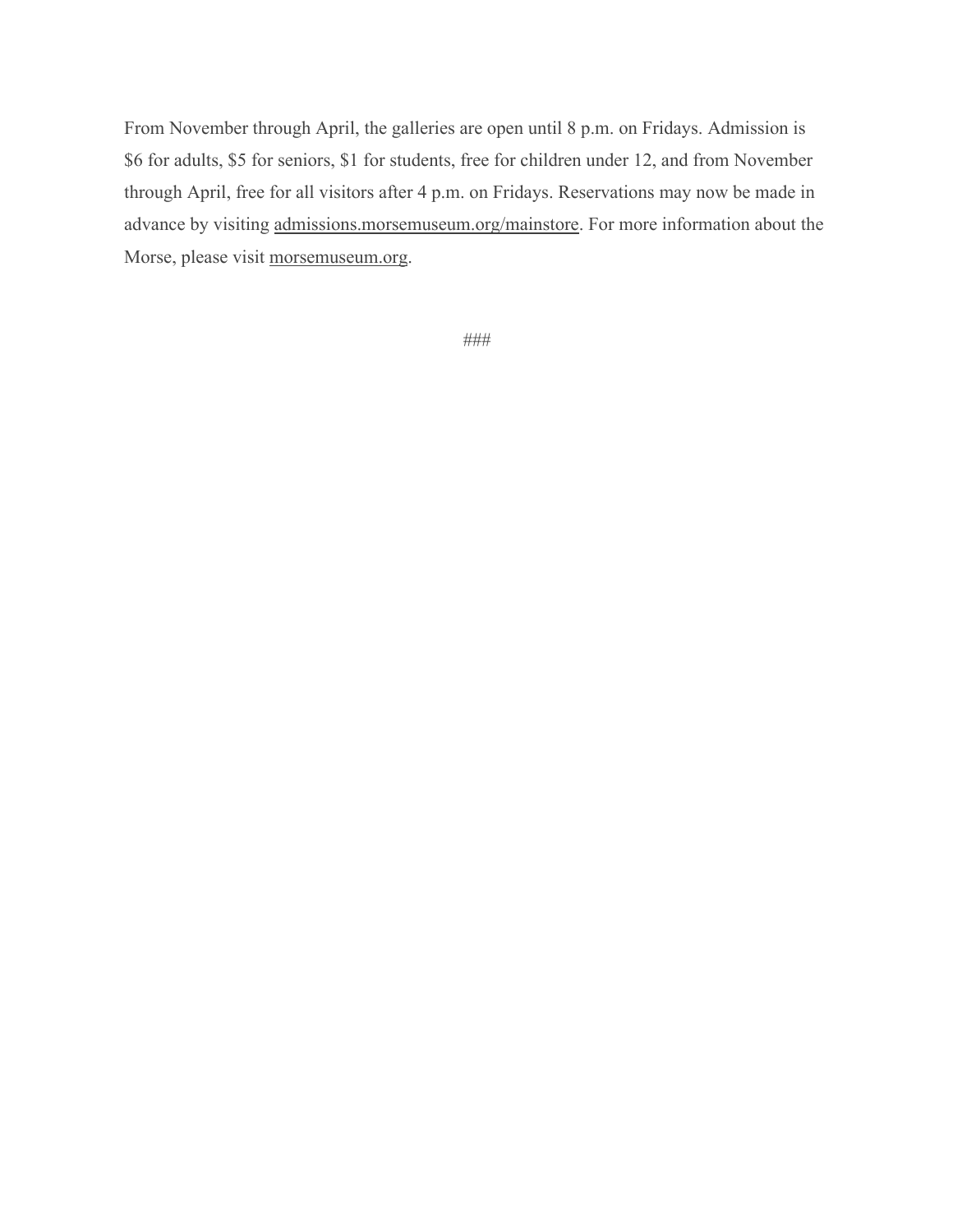From November through April, the galleries are open until 8 p.m. on Fridays. Admission is $6 for adults, $5 for seniors, $1 for students, free for children under 12, and from November through April, free for all visitors after 4 p.m. on Fridays. Reservations may now be made in advance by visiting admissions.morsemuseum.org/mainstore. For more information about the Morse, please visit morsemuseum.org.

###